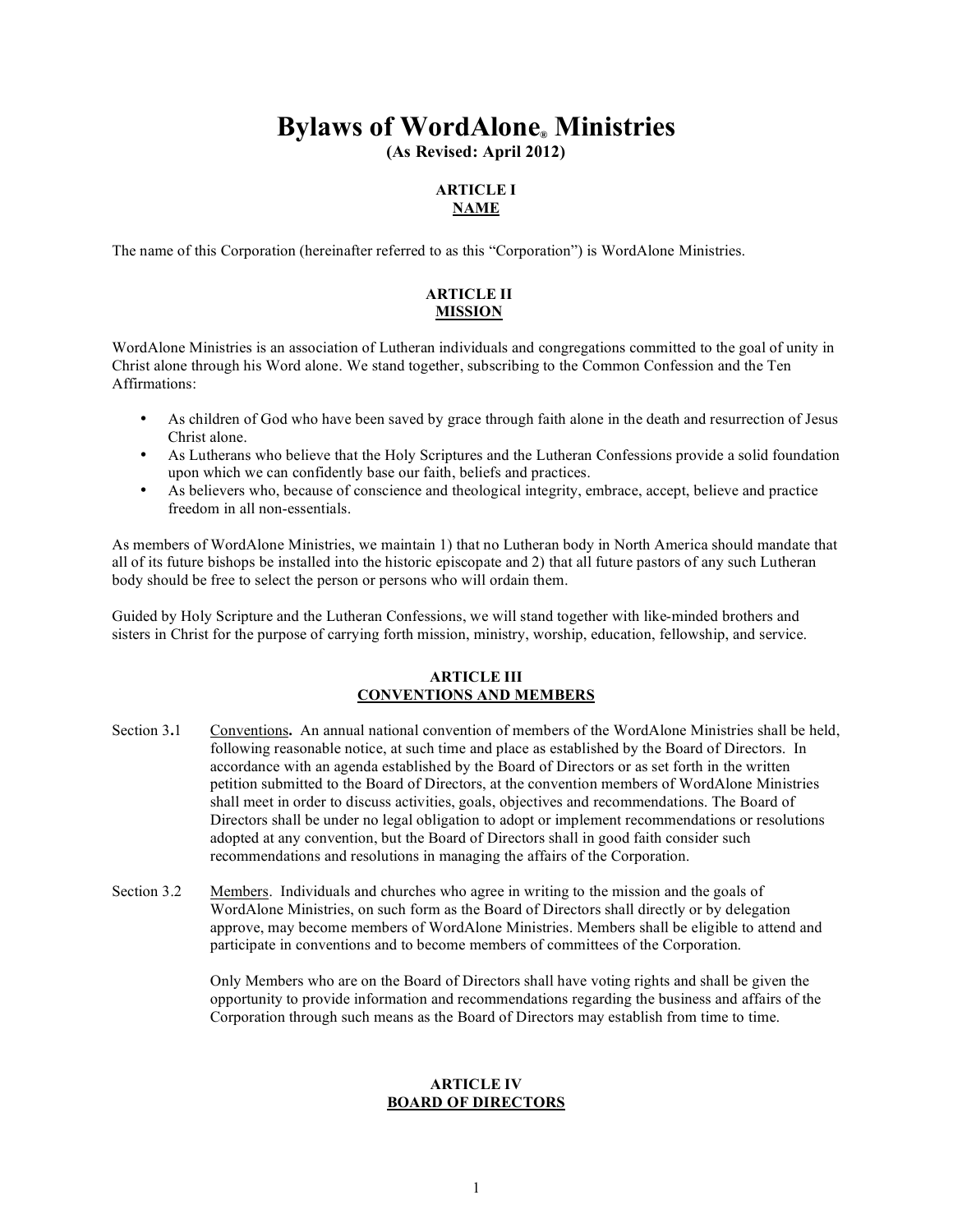# Bylaws of WordAlone® Ministries

**(As Revised: April 2012)**

## ARTICLE I
## NAME

The name of this Corporation (hereinafter referred to as this "Corporation") is WordAlone Ministries.

## ARTICLE II
## MISSION

WordAlone Ministries is an association of Lutheran individuals and congregations committed to the goal of unity in Christ alone through his Word alone. We stand together, subscribing to the Common Confession and the Ten Affirmations:

- As children of God who have been saved by grace through faith alone in the death and resurrection of Jesus Christ alone.
- As Lutherans who believe that the Holy Scriptures and the Lutheran Confessions provide a solid foundation upon which we can confidently base our faith, beliefs and practices.
- As believers who, because of conscience and theological integrity, embrace, accept, believe and practice freedom in all non-essentials.

As members of WordAlone Ministries, we maintain 1) that no Lutheran body in North America should mandate that all of its future bishops be installed into the historic episcopate and 2) that all future pastors of any such Lutheran body should be free to select the person or persons who will ordain them.

Guided by Holy Scripture and the Lutheran Confessions, we will stand together with like-minded brothers and sisters in Christ for the purpose of carrying forth mission, ministry, worship, education, fellowship, and service.

## ARTICLE III
## CONVENTIONS AND MEMBERS

Section 3.1 Conventions**.** An annual national convention of members of the WordAlone Ministries shall be held, following reasonable notice, at such time and place as established by the Board of Directors. In accordance with an agenda established by the Board of Directors or as set forth in the written petition submitted to the Board of Directors, at the convention members of WordAlone Ministries shall meet in order to discuss activities, goals, objectives and recommendations. The Board of Directors shall be under no legal obligation to adopt or implement recommendations or resolutions adopted at any convention, but the Board of Directors shall in good faith consider such recommendations and resolutions in managing the affairs of the Corporation.

Section 3.2 Members. Individuals and churches who agree in writing to the mission and the goals of WordAlone Ministries, on such form as the Board of Directors shall directly or by delegation approve, may become members of WordAlone Ministries. Members shall be eligible to attend and participate in conventions and to become members of committees of the Corporation.

Only Members who are on the Board of Directors shall have voting rights and shall be given the opportunity to provide information and recommendations regarding the business and affairs of the Corporation through such means as the Board of Directors may establish from time to time.

## ARTICLE IV
## BOARD OF DIRECTORS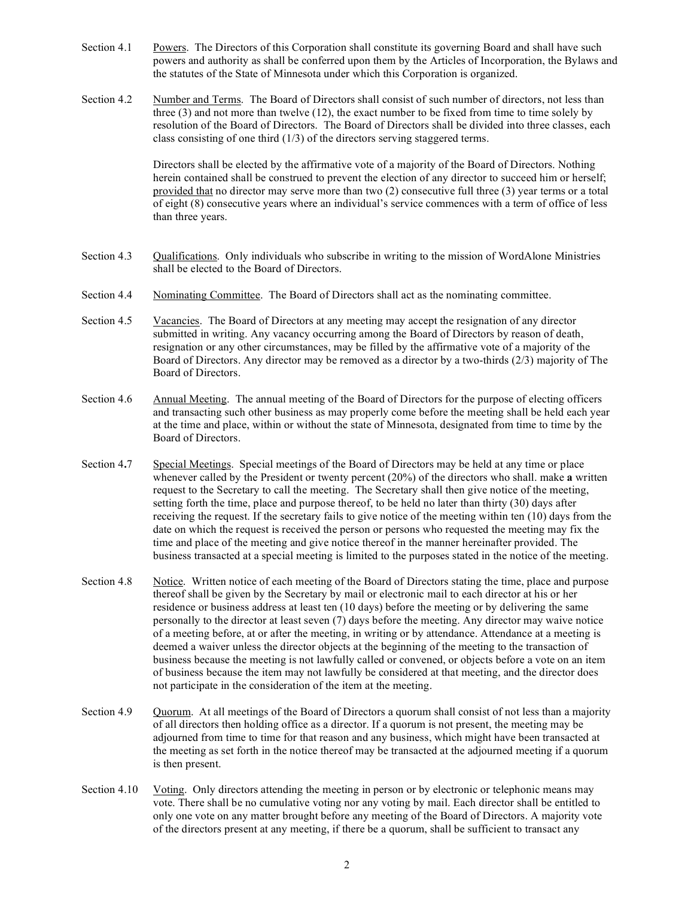Section 4.1 Powers. The Directors of this Corporation shall constitute its governing Board and shall have such powers and authority as shall be conferred upon them by the Articles of Incorporation, the Bylaws and the statutes of the State of Minnesota under which this Corporation is organized.

Section 4.2 Number and Terms. The Board of Directors shall consist of such number of directors, not less than three (3) and not more than twelve (12), the exact number to be fixed from time to time solely by resolution of the Board of Directors. The Board of Directors shall be divided into three classes, each class consisting of one third (1/3) of the directors serving staggered terms.

Directors shall be elected by the affirmative vote of a majority of the Board of Directors. Nothing herein contained shall be construed to prevent the election of any director to succeed him or herself; provided that no director may serve more than two (2) consecutive full three (3) year terms or a total of eight (8) consecutive years where an individual's service commences with a term of office of less than three years.

Section 4.3 Qualifications. Only individuals who subscribe in writing to the mission of WordAlone Ministries shall be elected to the Board of Directors.

Section 4.4 Nominating Committee. The Board of Directors shall act as the nominating committee.

Section 4.5 Vacancies. The Board of Directors at any meeting may accept the resignation of any director submitted in writing. Any vacancy occurring among the Board of Directors by reason of death, resignation or any other circumstances, may be filled by the affirmative vote of a majority of the Board of Directors. Any director may be removed as a director by a two-thirds (2/3) majority of The Board of Directors.

Section 4.6 Annual Meeting. The annual meeting of the Board of Directors for the purpose of electing officers and transacting such other business as may properly come before the meeting shall be held each year at the time and place, within or without the state of Minnesota, designated from time to time by the Board of Directors.

Section 4.7 Special Meetings. Special meetings of the Board of Directors may be held at any time or place whenever called by the President or twenty percent (20%) of the directors who shall. make **a** written request to the Secretary to call the meeting. The Secretary shall then give notice of the meeting, setting forth the time, place and purpose thereof, to be held no later than thirty (30) days after receiving the request. If the secretary fails to give notice of the meeting within ten (10) days from the date on which the request is received the person or persons who requested the meeting may fix the time and place of the meeting and give notice thereof in the manner hereinafter provided. The business transacted at a special meeting is limited to the purposes stated in the notice of the meeting.

Section 4.8 Notice. Written notice of each meeting of the Board of Directors stating the time, place and purpose thereof shall be given by the Secretary by mail or electronic mail to each director at his or her residence or business address at least ten (10 days) before the meeting or by delivering the same personally to the director at least seven (7) days before the meeting. Any director may waive notice of a meeting before, at or after the meeting, in writing or by attendance. Attendance at a meeting is deemed a waiver unless the director objects at the beginning of the meeting to the transaction of business because the meeting is not lawfully called or convened, or objects before a vote on an item of business because the item may not lawfully be considered at that meeting, and the director does not participate in the consideration of the item at the meeting.

Section 4.9 Quorum. At all meetings of the Board of Directors a quorum shall consist of not less than a majority of all directors then holding office as a director. If a quorum is not present, the meeting may be adjourned from time to time for that reason and any business, which might have been transacted at the meeting as set forth in the notice thereof may be transacted at the adjourned meeting if a quorum is then present.

Section 4.10 Voting. Only directors attending the meeting in person or by electronic or telephonic means may vote. There shall be no cumulative voting nor any voting by mail. Each director shall be entitled to only one vote on any matter brought before any meeting of the Board of Directors. A majority vote of the directors present at any meeting, if there be a quorum, shall be sufficient to transact any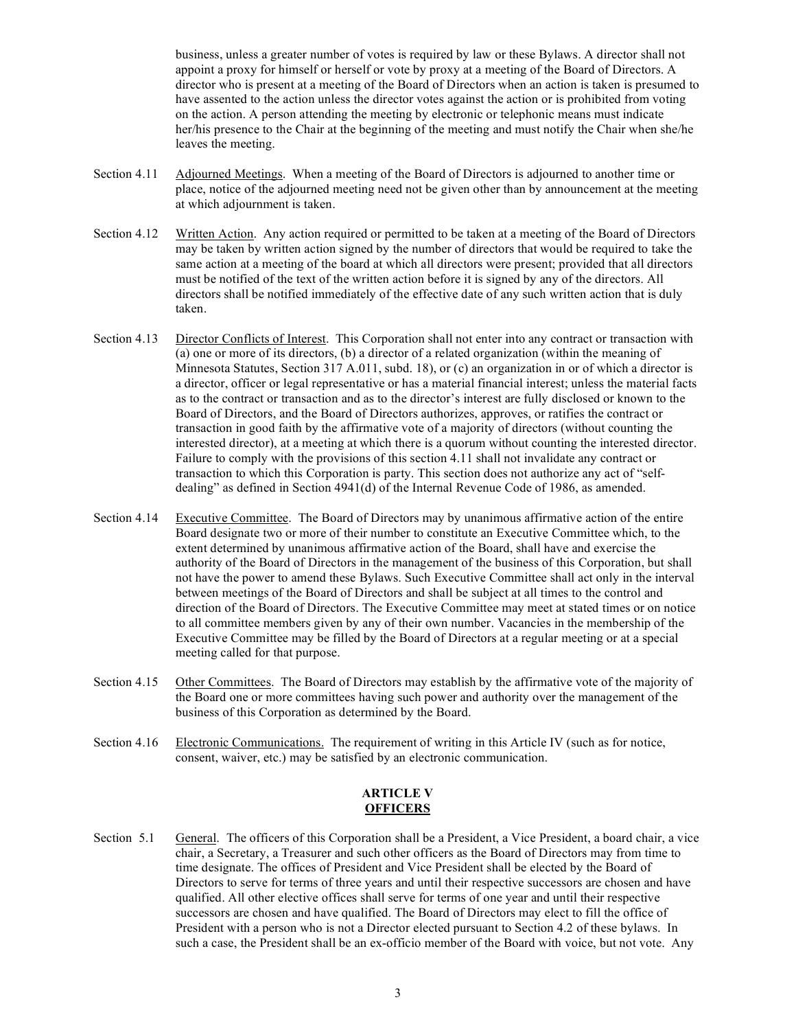business, unless a greater number of votes is required by law or these Bylaws. A director shall not appoint a proxy for himself or herself or vote by proxy at a meeting of the Board of Directors. A director who is present at a meeting of the Board of Directors when an action is taken is presumed to have assented to the action unless the director votes against the action or is prohibited from voting on the action. A person attending the meeting by electronic or telephonic means must indicate her/his presence to the Chair at the beginning of the meeting and must notify the Chair when she/he leaves the meeting.

Section 4.11 Adjourned Meetings. When a meeting of the Board of Directors is adjourned to another time or place, notice of the adjourned meeting need not be given other than by announcement at the meeting at which adjournment is taken.

Section 4.12 Written Action. Any action required or permitted to be taken at a meeting of the Board of Directors may be taken by written action signed by the number of directors that would be required to take the same action at a meeting of the board at which all directors were present; provided that all directors must be notified of the text of the written action before it is signed by any of the directors. All directors shall be notified immediately of the effective date of any such written action that is duly taken.

Section 4.13 Director Conflicts of Interest. This Corporation shall not enter into any contract or transaction with (a) one or more of its directors, (b) a director of a related organization (within the meaning of Minnesota Statutes, Section 317 A.011, subd. 18), or (c) an organization in or of which a director is a director, officer or legal representative or has a material financial interest; unless the material facts as to the contract or transaction and as to the director's interest are fully disclosed or known to the Board of Directors, and the Board of Directors authorizes, approves, or ratifies the contract or transaction in good faith by the affirmative vote of a majority of directors (without counting the interested director), at a meeting at which there is a quorum without counting the interested director. Failure to comply with the provisions of this section 4.11 shall not invalidate any contract or transaction to which this Corporation is party. This section does not authorize any act of "self-dealing" as defined in Section 4941(d) of the Internal Revenue Code of 1986, as amended.

Section 4.14 Executive Committee. The Board of Directors may by unanimous affirmative action of the entire Board designate two or more of their number to constitute an Executive Committee which, to the extent determined by unanimous affirmative action of the Board, shall have and exercise the authority of the Board of Directors in the management of the business of this Corporation, but shall not have the power to amend these Bylaws. Such Executive Committee shall act only in the interval between meetings of the Board of Directors and shall be subject at all times to the control and direction of the Board of Directors. The Executive Committee may meet at stated times or on notice to all committee members given by any of their own number. Vacancies in the membership of the Executive Committee may be filled by the Board of Directors at a regular meeting or at a special meeting called for that purpose.

Section 4.15 Other Committees. The Board of Directors may establish by the affirmative vote of the majority of the Board one or more committees having such power and authority over the management of the business of this Corporation as determined by the Board.

Section 4.16 Electronic Communications. The requirement of writing in this Article IV (such as for notice, consent, waiver, etc.) may be satisfied by an electronic communication.

## ARTICLE V
## OFFICERS

Section 5.1 General. The officers of this Corporation shall be a President, a Vice President, a board chair, a vice chair, a Secretary, a Treasurer and such other officers as the Board of Directors may from time to time designate. The offices of President and Vice President shall be elected by the Board of Directors to serve for terms of three years and until their respective successors are chosen and have qualified. All other elective offices shall serve for terms of one year and until their respective successors are chosen and have qualified. The Board of Directors may elect to fill the office of President with a person who is not a Director elected pursuant to Section 4.2 of these bylaws. In such a case, the President shall be an ex-officio member of the Board with voice, but not vote. Any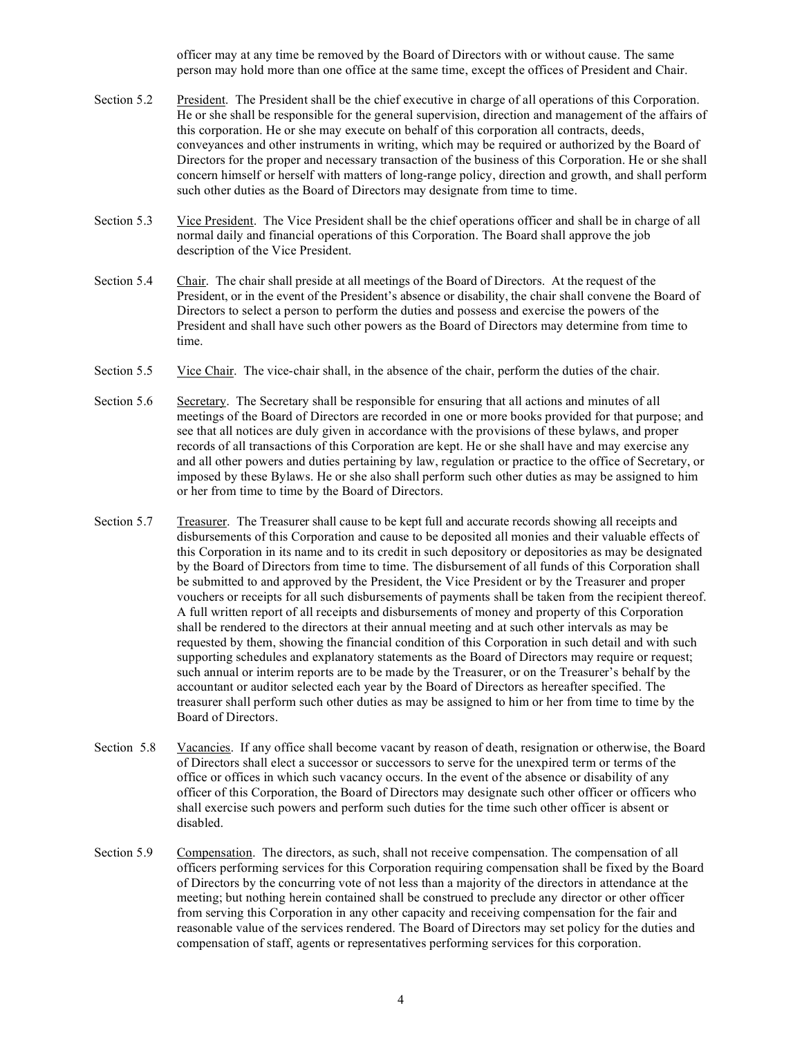officer may at any time be removed by the Board of Directors with or without cause. The same person may hold more than one office at the same time, except the offices of President and Chair.

Section 5.2 President. The President shall be the chief executive in charge of all operations of this Corporation. He or she shall be responsible for the general supervision, direction and management of the affairs of this corporation. He or she may execute on behalf of this corporation all contracts, deeds, conveyances and other instruments in writing, which may be required or authorized by the Board of Directors for the proper and necessary transaction of the business of this Corporation. He or she shall concern himself or herself with matters of long-range policy, direction and growth, and shall perform such other duties as the Board of Directors may designate from time to time.

Section 5.3 Vice President. The Vice President shall be the chief operations officer and shall be in charge of all normal daily and financial operations of this Corporation. The Board shall approve the job description of the Vice President.

Section 5.4 Chair. The chair shall preside at all meetings of the Board of Directors. At the request of the President, or in the event of the President's absence or disability, the chair shall convene the Board of Directors to select a person to perform the duties and possess and exercise the powers of the President and shall have such other powers as the Board of Directors may determine from time to time.

Section 5.5 Vice Chair. The vice-chair shall, in the absence of the chair, perform the duties of the chair.

Section 5.6 Secretary. The Secretary shall be responsible for ensuring that all actions and minutes of all meetings of the Board of Directors are recorded in one or more books provided for that purpose; and see that all notices are duly given in accordance with the provisions of these bylaws, and proper records of all transactions of this Corporation are kept. He or she shall have and may exercise any and all other powers and duties pertaining by law, regulation or practice to the office of Secretary, or imposed by these Bylaws. He or she also shall perform such other duties as may be assigned to him or her from time to time by the Board of Directors.

Section 5.7 Treasurer. The Treasurer shall cause to be kept full and accurate records showing all receipts and disbursements of this Corporation and cause to be deposited all monies and their valuable effects of this Corporation in its name and to its credit in such depository or depositories as may be designated by the Board of Directors from time to time. The disbursement of all funds of this Corporation shall be submitted to and approved by the President, the Vice President or by the Treasurer and proper vouchers or receipts for all such disbursements of payments shall be taken from the recipient thereof. A full written report of all receipts and disbursements of money and property of this Corporation shall be rendered to the directors at their annual meeting and at such other intervals as may be requested by them, showing the financial condition of this Corporation in such detail and with such supporting schedules and explanatory statements as the Board of Directors may require or request; such annual or interim reports are to be made by the Treasurer, or on the Treasurer's behalf by the accountant or auditor selected each year by the Board of Directors as hereafter specified. The treasurer shall perform such other duties as may be assigned to him or her from time to time by the Board of Directors.

Section 5.8 Vacancies. If any office shall become vacant by reason of death, resignation or otherwise, the Board of Directors shall elect a successor or successors to serve for the unexpired term or terms of the office or offices in which such vacancy occurs. In the event of the absence or disability of any officer of this Corporation, the Board of Directors may designate such other officer or officers who shall exercise such powers and perform such duties for the time such other officer is absent or disabled.

Section 5.9 Compensation. The directors, as such, shall not receive compensation. The compensation of all officers performing services for this Corporation requiring compensation shall be fixed by the Board of Directors by the concurring vote of not less than a majority of the directors in attendance at the meeting; but nothing herein contained shall be construed to preclude any director or other officer from serving this Corporation in any other capacity and receiving compensation for the fair and reasonable value of the services rendered. The Board of Directors may set policy for the duties and compensation of staff, agents or representatives performing services for this corporation.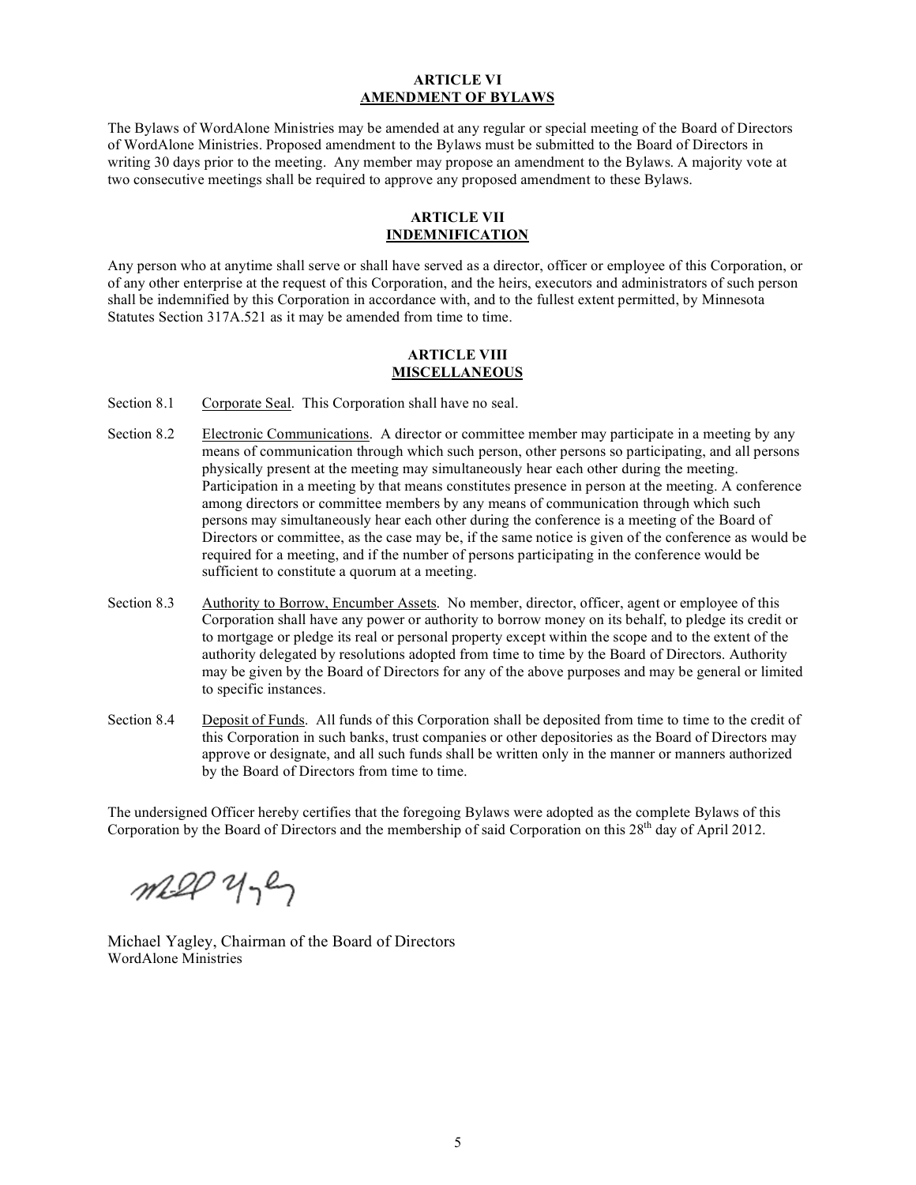## ARTICLE VI
## AMENDMENT OF BYLAWS

The Bylaws of WordAlone Ministries may be amended at any regular or special meeting of the Board of Directors of WordAlone Ministries. Proposed amendment to the Bylaws must be submitted to the Board of Directors in writing 30 days prior to the meeting. Any member may propose an amendment to the Bylaws. A majority vote at two consecutive meetings shall be required to approve any proposed amendment to these Bylaws.

## ARTICLE VII
## INDEMNIFICATION

Any person who at anytime shall serve or shall have served as a director, officer or employee of this Corporation, or of any other enterprise at the request of this Corporation, and the heirs, executors and administrators of such person shall be indemnified by this Corporation in accordance with, and to the fullest extent permitted, by Minnesota Statutes Section 317A.521 as it may be amended from time to time.

## ARTICLE VIII
## MISCELLANEOUS

Section 8.1 Corporate Seal. This Corporation shall have no seal.

Section 8.2 Electronic Communications. A director or committee member may participate in a meeting by any means of communication through which such person, other persons so participating, and all persons physically present at the meeting may simultaneously hear each other during the meeting. Participation in a meeting by that means constitutes presence in person at the meeting. A conference among directors or committee members by any means of communication through which such persons may simultaneously hear each other during the conference is a meeting of the Board of Directors or committee, as the case may be, if the same notice is given of the conference as would be required for a meeting, and if the number of persons participating in the conference would be sufficient to constitute a quorum at a meeting.

Section 8.3 Authority to Borrow, Encumber Assets. No member, director, officer, agent or employee of this Corporation shall have any power or authority to borrow money on its behalf, to pledge its credit or to mortgage or pledge its real or personal property except within the scope and to the extent of the authority delegated by resolutions adopted from time to time by the Board of Directors. Authority may be given by the Board of Directors for any of the above purposes and may be general or limited to specific instances.

Section 8.4 Deposit of Funds. All funds of this Corporation shall be deposited from time to time to the credit of this Corporation in such banks, trust companies or other depositories as the Board of Directors may approve or designate, and all such funds shall be written only in the manner or manners authorized by the Board of Directors from time to time.

The undersigned Officer hereby certifies that the foregoing Bylaws were adopted as the complete Bylaws of this Corporation by the Board of Directors and the membership of said Corporation on this 28th day of April 2012.

Michael Yagley, Chairman of the Board of Directors
WordAlone Ministries